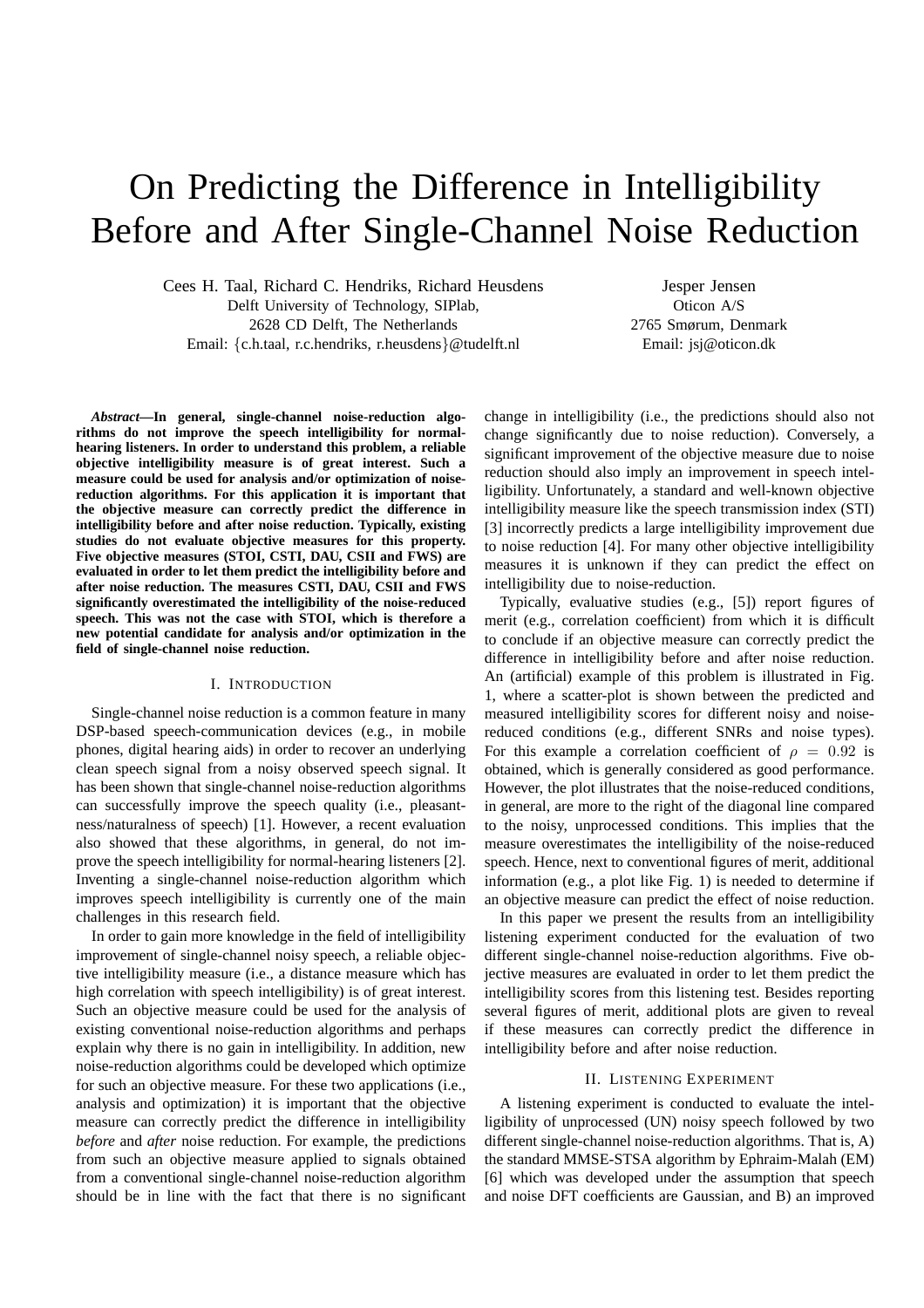# On Predicting the Difference in Intelligibility Before and After Single-Channel Noise Reduction

Cees H. Taal, Richard C. Hendriks, Richard Heusdens
Delft University of Technology, SIPlab,
2628 CD Delft, The Netherlands
Email: {c.h.taal, r.c.hendriks, r.heusdens}@tudelft.nl

Jesper Jensen
Oticon A/S
2765 Smørum, Denmark
Email: jsj@oticon.dk

***Abstract*—In general, single-channel noise-reduction algorithms do not improve the speech intelligibility for normal-hearing listeners. In order to understand this problem, a reliable objective intelligibility measure is of great interest. Such a measure could be used for analysis and/or optimization of noise-reduction algorithms. For this application it is important that the objective measure can correctly predict the difference in intelligibility before and after noise reduction. Typically, existing studies do not evaluate objective measures for this property. Five objective measures (STOI, CSTI, DAU, CSII and FWS) are evaluated in order to let them predict the intelligibility before and after noise reduction. The measures CSTI, DAU, CSII and FWS significantly overestimated the intelligibility of the noise-reduced speech. This was not the case with STOI, which is therefore a new potential candidate for analysis and/or optimization in the field of single-channel noise reduction.**

## I. Introduction

Single-channel noise reduction is a common feature in many DSP-based speech-communication devices (e.g., in mobile phones, digital hearing aids) in order to recover an underlying clean speech signal from a noisy observed speech signal. It has been shown that single-channel noise-reduction algorithms can successfully improve the speech quality (i.e., pleasantness/naturalness of speech) [1]. However, a recent evaluation also showed that these algorithms, in general, do not improve the speech intelligibility for normal-hearing listeners [2]. Inventing a single-channel noise-reduction algorithm which improves speech intelligibility is currently one of the main challenges in this research field.

In order to gain more knowledge in the field of intelligibility improvement of single-channel noisy speech, a reliable objective intelligibility measure (i.e., a distance measure which has high correlation with speech intelligibility) is of great interest. Such an objective measure could be used for the analysis of existing conventional noise-reduction algorithms and perhaps explain why there is no gain in intelligibility. In addition, new noise-reduction algorithms could be developed which optimize for such an objective measure. For these two applications (i.e., analysis and optimization) it is important that the objective measure can correctly predict the difference in intelligibility *before* and *after* noise reduction. For example, the predictions from such an objective measure applied to signals obtained from a conventional single-channel noise-reduction algorithm should be in line with the fact that there is no significant change in intelligibility (i.e., the predictions should also not change significantly due to noise reduction). Conversely, a significant improvement of the objective measure due to noise reduction should also imply an improvement in speech intelligibility. Unfortunately, a standard and well-known objective intelligibility measure like the speech transmission index (STI) [3] incorrectly predicts a large intelligibility improvement due to noise reduction [4]. For many other objective intelligibility measures it is unknown if they can predict the effect on intelligibility due to noise-reduction.

Typically, evaluative studies (e.g., [5]) report figures of merit (e.g., correlation coefficient) from which it is difficult to conclude if an objective measure can correctly predict the difference in intelligibility before and after noise reduction. An (artificial) example of this problem is illustrated in Fig. 1, where a scatter-plot is shown between the predicted and measured intelligibility scores for different noisy and noise-reduced conditions (e.g., different SNRs and noise types). For this example a correlation coefficient of $\rho = 0.92$ is obtained, which is generally considered as good performance. However, the plot illustrates that the noise-reduced conditions, in general, are more to the right of the diagonal line compared to the noisy, unprocessed conditions. This implies that the measure overestimates the intelligibility of the noise-reduced speech. Hence, next to conventional figures of merit, additional information (e.g., a plot like Fig. 1) is needed to determine if an objective measure can predict the effect of noise reduction.

In this paper we present the results from an intelligibility listening experiment conducted for the evaluation of two different single-channel noise-reduction algorithms. Five objective measures are evaluated in order to let them predict the intelligibility scores from this listening test. Besides reporting several figures of merit, additional plots are given to reveal if these measures can correctly predict the difference in intelligibility before and after noise reduction.

## II. Listening Experiment

A listening experiment is conducted to evaluate the intelligibility of unprocessed (UN) noisy speech followed by two different single-channel noise-reduction algorithms. That is, A) the standard MMSE-STSA algorithm by Ephraim-Malah (EM) [6] which was developed under the assumption that speech and noise DFT coefficients are Gaussian, and B) an improved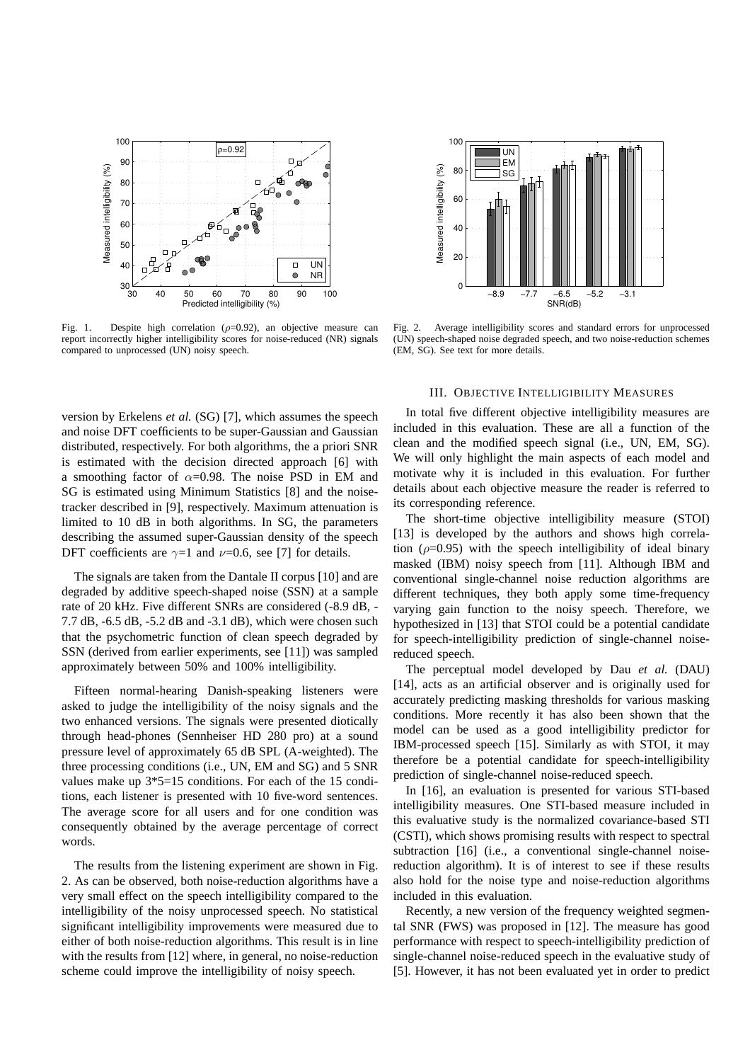Fig. 1. Despite high correlation ($\rho$=0.92), an objective measure can report incorrectly higher intelligibility scores for noise-reduced (NR) signals compared to unprocessed (UN) noisy speech.

Fig. 2. Average intelligibility scores and standard errors for unprocessed (UN) speech-shaped noise degraded speech, and two noise-reduction schemes (EM, SG). See text for more details.

version by Erkelens *et al.* (SG) [7], which assumes the speech and noise DFT coefficients to be super-Gaussian and Gaussian distributed, respectively. For both algorithms, the a priori SNR is estimated with the decision directed approach [6] with a smoothing factor of $\alpha$=0.98. The noise PSD in EM and SG is estimated using Minimum Statistics [8] and the noise-tracker described in [9], respectively. Maximum attenuation is limited to 10 dB in both algorithms. In SG, the parameters describing the assumed super-Gaussian density of the speech DFT coefficients are $\gamma$=1 and $\nu$=0.6, see [7] for details.

The signals are taken from the Dantale II corpus [10] and are degraded by additive speech-shaped noise (SSN) at a sample rate of 20 kHz. Five different SNRs are considered (-8.9 dB, -7.7 dB, -6.5 dB, -5.2 dB and -3.1 dB), which were chosen such that the psychometric function of clean speech degraded by SSN (derived from earlier experiments, see [11]) was sampled approximately between 50% and 100% intelligibility.

Fifteen normal-hearing Danish-speaking listeners were asked to judge the intelligibility of the noisy signals and the two enhanced versions. The signals were presented diotically through head-phones (Sennheiser HD 280 pro) at a sound pressure level of approximately 65 dB SPL (A-weighted). The three processing conditions (i.e., UN, EM and SG) and 5 SNR values make up 3*5=15 conditions. For each of the 15 conditions, each listener is presented with 10 five-word sentences. The average score for all users and for one condition was consequently obtained by the average percentage of correct words.

The results from the listening experiment are shown in Fig. 2. As can be observed, both noise-reduction algorithms have a very small effect on the speech intelligibility compared to the intelligibility of the noisy unprocessed speech. No statistical significant intelligibility improvements were measured due to either of both noise-reduction algorithms. This result is in line with the results from [12] where, in general, no noise-reduction scheme could improve the intelligibility of noisy speech.

## III. Objective Intelligibility Measures

In total five different objective intelligibility measures are included in this evaluation. These are all a function of the clean and the modified speech signal (i.e., UN, EM, SG). We will only highlight the main aspects of each model and motivate why it is included in this evaluation. For further details about each objective measure the reader is referred to its corresponding reference.

The short-time objective intelligibility measure (STOI) [13] is developed by the authors and shows high correlation ($\rho$=0.95) with the speech intelligibility of ideal binary masked (IBM) noisy speech from [11]. Although IBM and conventional single-channel noise reduction algorithms are different techniques, they both apply some time-frequency varying gain function to the noisy speech. Therefore, we hypothesized in [13] that STOI could be a potential candidate for speech-intelligibility prediction of single-channel noise-reduced speech.

The perceptual model developed by Dau *et al.* (DAU) [14], acts as an artificial observer and is originally used for accurately predicting masking thresholds for various masking conditions. More recently it has also been shown that the model can be used as a good intelligibility predictor for IBM-processed speech [15]. Similarly as with STOI, it may therefore be a potential candidate for speech-intelligibility prediction of single-channel noise-reduced speech.

In [16], an evaluation is presented for various STI-based intelligibility measures. One STI-based measure included in this evaluative study is the normalized covariance-based STI (CSTI), which shows promising results with respect to spectral subtraction [16] (i.e., a conventional single-channel noise-reduction algorithm). It is of interest to see if these results also hold for the noise type and noise-reduction algorithms included in this evaluation.

Recently, a new version of the frequency weighted segmental SNR (FWS) was proposed in [12]. The measure has good performance with respect to speech-intelligibility prediction of single-channel noise-reduced speech in the evaluative study of [5]. However, it has not been evaluated yet in order to predict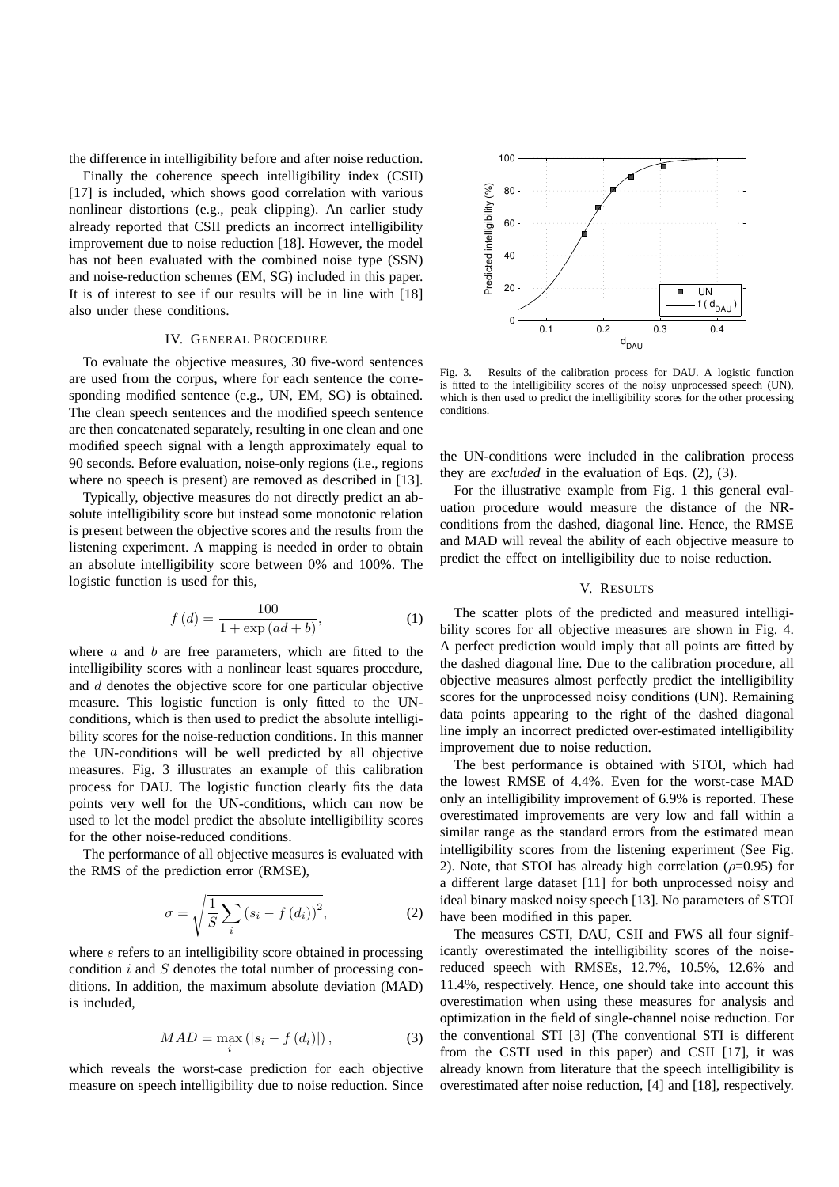the difference in intelligibility before and after noise reduction.

Finally the coherence speech intelligibility index (CSII) [17] is included, which shows good correlation with various nonlinear distortions (e.g., peak clipping). An earlier study already reported that CSII predicts an incorrect intelligibility improvement due to noise reduction [18]. However, the model has not been evaluated with the combined noise type (SSN) and noise-reduction schemes (EM, SG) included in this paper. It is of interest to see if our results will be in line with [18] also under these conditions.

## IV. General Procedure

To evaluate the objective measures, 30 five-word sentences are used from the corpus, where for each sentence the corresponding modified sentence (e.g., UN, EM, SG) is obtained. The clean speech sentences and the modified speech sentence are then concatenated separately, resulting in one clean and one modified speech signal with a length approximately equal to 90 seconds. Before evaluation, noise-only regions (i.e., regions where no speech is present) are removed as described in [13].

Typically, objective measures do not directly predict an absolute intelligibility score but instead some monotonic relation is present between the objective scores and the results from the listening experiment. A mapping is needed in order to obtain an absolute intelligibility score between 0% and 100%. The logistic function is used for this,

$$f(d) = \frac{100}{1+\exp(ad+b)}, \tag{1}$$

where $a$ and $b$ are free parameters, which are fitted to the intelligibility scores with a nonlinear least squares procedure, and $d$ denotes the objective score for one particular objective measure. This logistic function is only fitted to the UN-conditions, which is then used to predict the absolute intelligibility scores for the noise-reduction conditions. In this manner the UN-conditions will be well predicted by all objective measures. Fig. 3 illustrates an example of this calibration process for DAU. The logistic function clearly fits the data points very well for the UN-conditions, which can now be used to let the model predict the absolute intelligibility scores for the other noise-reduced conditions.

The performance of all objective measures is evaluated with the RMS of the prediction error (RMSE),

$$\sigma = \sqrt{\frac{1}{S}\sum_i \left(s_i - f(d_i)\right)^2}, \tag{2}$$

where $s$ refers to an intelligibility score obtained in processing condition $i$ and $S$ denotes the total number of processing conditions. In addition, the maximum absolute deviation (MAD) is included,

$$MAD = \max_i \left(|s_i - f(d_i)|\right), \tag{3}$$

which reveals the worst-case prediction for each objective measure on speech intelligibility due to noise reduction. Since the UN-conditions were included in the calibration process they are *excluded* in the evaluation of Eqs. (2), (3).

Fig. 3. Results of the calibration process for DAU. A logistic function is fitted to the intelligibility scores of the noisy unprocessed speech (UN), which is then used to predict the intelligibility scores for the other processing conditions.

For the illustrative example from Fig. 1 this general evaluation procedure would measure the distance of the NR-conditions from the dashed, diagonal line. Hence, the RMSE and MAD will reveal the ability of each objective measure to predict the effect on intelligibility due to noise reduction.

## V. Results

The scatter plots of the predicted and measured intelligibility scores for all objective measures are shown in Fig. 4. A perfect prediction would imply that all points are fitted by the dashed diagonal line. Due to the calibration procedure, all objective measures almost perfectly predict the intelligibility scores for the unprocessed noisy conditions (UN). Remaining data points appearing to the right of the dashed diagonal line imply an incorrect predicted over-estimated intelligibility improvement due to noise reduction.

The best performance is obtained with STOI, which had the lowest RMSE of 4.4%. Even for the worst-case MAD only an intelligibility improvement of 6.9% is reported. These overestimated improvements are very low and fall within a similar range as the standard errors from the estimated mean intelligibility scores from the listening experiment (See Fig. 2). Note, that STOI has already high correlation ($\rho$=0.95) for a different large dataset [11] for both unprocessed noisy and ideal binary masked noisy speech [13]. No parameters of STOI have been modified in this paper.

The measures CSTI, DAU, CSII and FWS all four significantly overestimated the intelligibility scores of the noise-reduced speech with RMSEs, 12.7%, 10.5%, 12.6% and 11.4%, respectively. Hence, one should take into account this overestimation when using these measures for analysis and optimization in the field of single-channel noise reduction. For the conventional STI [3] (The conventional STI is different from the CSTI used in this paper) and CSII [17], it was already known from literature that the speech intelligibility is overestimated after noise reduction, [4] and [18], respectively.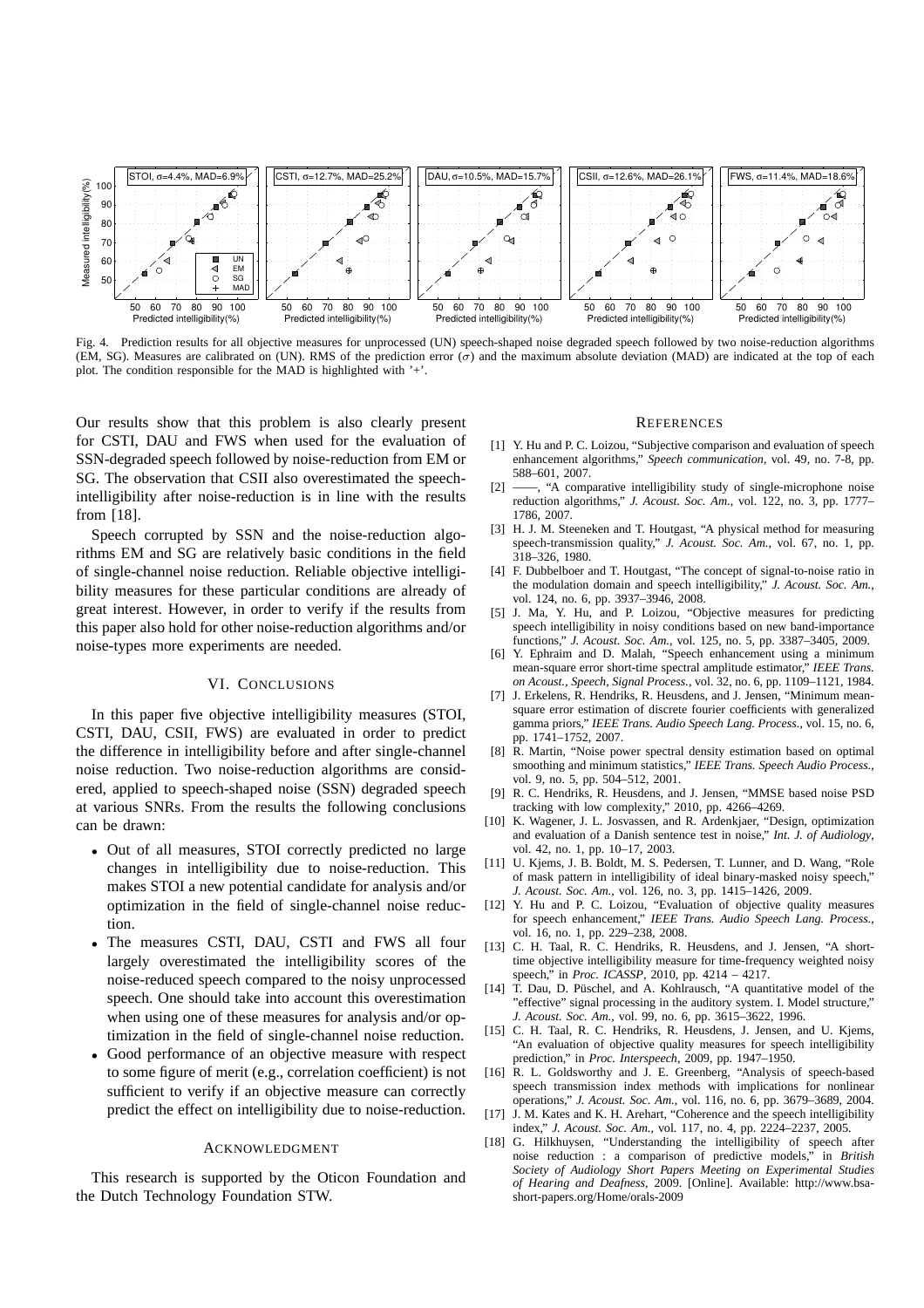STOI, σ=4.4%, MAD=6.9%

CSTI, σ=12.7%, MAD=25.2%

DAU, σ=10.5%, MAD=15.7%

CSII, σ=12.6%, MAD=26.1%

FWS, σ=11.4%, MAD=18.6%

Measured intelligibility(%)

100
90
80
70
60
50

50 60 70 80 90 100

Predicted intelligibility(%)

UN
EM
SG
MAD

Fig. 4. Prediction results for all objective measures for unprocessed (UN) speech-shaped noise degraded speech followed by two noise-reduction algorithms (EM, SG). Measures are calibrated on (UN). RMS of the prediction error ($\sigma$) and the maximum absolute deviation (MAD) are indicated at the top of each plot. The condition responsible for the MAD is highlighted with '+'.

Our results show that this problem is also clearly present for CSTI, DAU and FWS when used for the evaluation of SSN-degraded speech followed by noise-reduction from EM or SG. The observation that CSII also overestimated the speech-intelligibility after noise-reduction is in line with the results from [18].

Speech corrupted by SSN and the noise-reduction algorithms EM and SG are relatively basic conditions in the field of single-channel noise reduction. Reliable objective intelligibility measures for these particular conditions are already of great interest. However, in order to verify if the results from this paper also hold for other noise-reduction algorithms and/or noise-types more experiments are needed.

## VI. Conclusions

In this paper five objective intelligibility measures (STOI, CSTI, DAU, CSII, FWS) are evaluated in order to predict the difference in intelligibility before and after single-channel noise reduction. Two noise-reduction algorithms are considered, applied to speech-shaped noise (SSN) degraded speech at various SNRs. From the results the following conclusions can be drawn:

- Out of all measures, STOI correctly predicted no large changes in intelligibility due to noise-reduction. This makes STOI a new potential candidate for analysis and/or optimization in the field of single-channel noise reduction.
- The measures CSTI, DAU, CSTI and FWS all four largely overestimated the intelligibility scores of the noise-reduced speech compared to the noisy unprocessed speech. One should take into account this overestimation when using one of these measures for analysis and/or optimization in the field of single-channel noise reduction.
- Good performance of an objective measure with respect to some figure of merit (e.g., correlation coefficient) is not sufficient to verify if an objective measure can correctly predict the effect on intelligibility due to noise-reduction.

## Acknowledgment

This research is supported by the Oticon Foundation and the Dutch Technology Foundation STW.

## References

[1] Y. Hu and P. C. Loizou, "Subjective comparison and evaluation of speech enhancement algorithms," *Speech communication*, vol. 49, no. 7-8, pp. 588–601, 2007.

[2] ——, "A comparative intelligibility study of single-microphone noise reduction algorithms," *J. Acoust. Soc. Am.*, vol. 122, no. 3, pp. 1777–1786, 2007.

[3] H. J. M. Steeneken and T. Houtgast, "A physical method for measuring speech-transmission quality," *J. Acoust. Soc. Am.*, vol. 67, no. 1, pp. 318–326, 1980.

[4] F. Dubbelboer and T. Houtgast, "The concept of signal-to-noise ratio in the modulation domain and speech intelligibility," *J. Acoust. Soc. Am.*, vol. 124, no. 6, pp. 3937–3946, 2008.

[5] J. Ma, Y. Hu, and P. Loizou, "Objective measures for predicting speech intelligibility in noisy conditions based on new band-importance functions," *J. Acoust. Soc. Am.*, vol. 125, no. 5, pp. 3387–3405, 2009.

[6] Y. Ephraim and D. Malah, "Speech enhancement using a minimum mean-square error short-time spectral amplitude estimator," *IEEE Trans. on Acoust., Speech, Signal Process.*, vol. 32, no. 6, pp. 1109–1121, 1984.

[7] J. Erkelens, R. Hendriks, R. Heusdens, and J. Jensen, "Minimum mean-square error estimation of discrete fourier coefficients with generalized gamma priors," *IEEE Trans. Audio Speech Lang. Process.*, vol. 15, no. 6, pp. 1741–1752, 2007.

[8] R. Martin, "Noise power spectral density estimation based on optimal smoothing and minimum statistics," *IEEE Trans. Speech Audio Process.*, vol. 9, no. 5, pp. 504–512, 2001.

[9] R. C. Hendriks, R. Heusdens, and J. Jensen, "MMSE based noise PSD tracking with low complexity," 2010, pp. 4266–4269.

[10] K. Wagener, J. L. Josvassen, and R. Ardenkjaer, "Design, optimization and evaluation of a Danish sentence test in noise," *Int. J. of Audiology*, vol. 42, no. 1, pp. 10–17, 2003.

[11] U. Kjems, J. B. Boldt, M. S. Pedersen, T. Lunner, and D. Wang, "Role of mask pattern in intelligibility of ideal binary-masked noisy speech," *J. Acoust. Soc. Am.*, vol. 126, no. 3, pp. 1415–1426, 2009.

[12] Y. Hu and P. C. Loizou, "Evaluation of objective quality measures for speech enhancement," *IEEE Trans. Audio Speech Lang. Process.*, vol. 16, no. 1, pp. 229–238, 2008.

[13] C. H. Taal, R. C. Hendriks, R. Heusdens, and J. Jensen, "A short-time objective intelligibility measure for time-frequency weighted noisy speech," in *Proc. ICASSP*, 2010, pp. 4214 – 4217.

[14] T. Dau, D. Püschel, and A. Kohlrausch, "A quantitative model of the "effective" signal processing in the auditory system. I. Model structure," *J. Acoust. Soc. Am.*, vol. 99, no. 6, pp. 3615–3622, 1996.

[15] C. H. Taal, R. C. Hendriks, R. Heusdens, J. Jensen, and U. Kjems, "An evaluation of objective quality measures for speech intelligibility prediction," in *Proc. Interspeech*, 2009, pp. 1947–1950.

[16] R. L. Goldsworthy and J. E. Greenberg, "Analysis of speech-based speech transmission index methods with implications for nonlinear operations," *J. Acoust. Soc. Am.*, vol. 116, no. 6, pp. 3679–3689, 2004.

[17] J. M. Kates and K. H. Arehart, "Coherence and the speech intelligibility index," *J. Acoust. Soc. Am.*, vol. 117, no. 4, pp. 2224–2237, 2005.

[18] G. Hilkhuysen, "Understanding the intelligibility of speech after noise reduction : a comparison of predictive models," in *British Society of Audiology Short Papers Meeting on Experimental Studies of Hearing and Deafness*, 2009. [Online]. Available: http://www.bsa-short-papers.org/Home/orals-2009